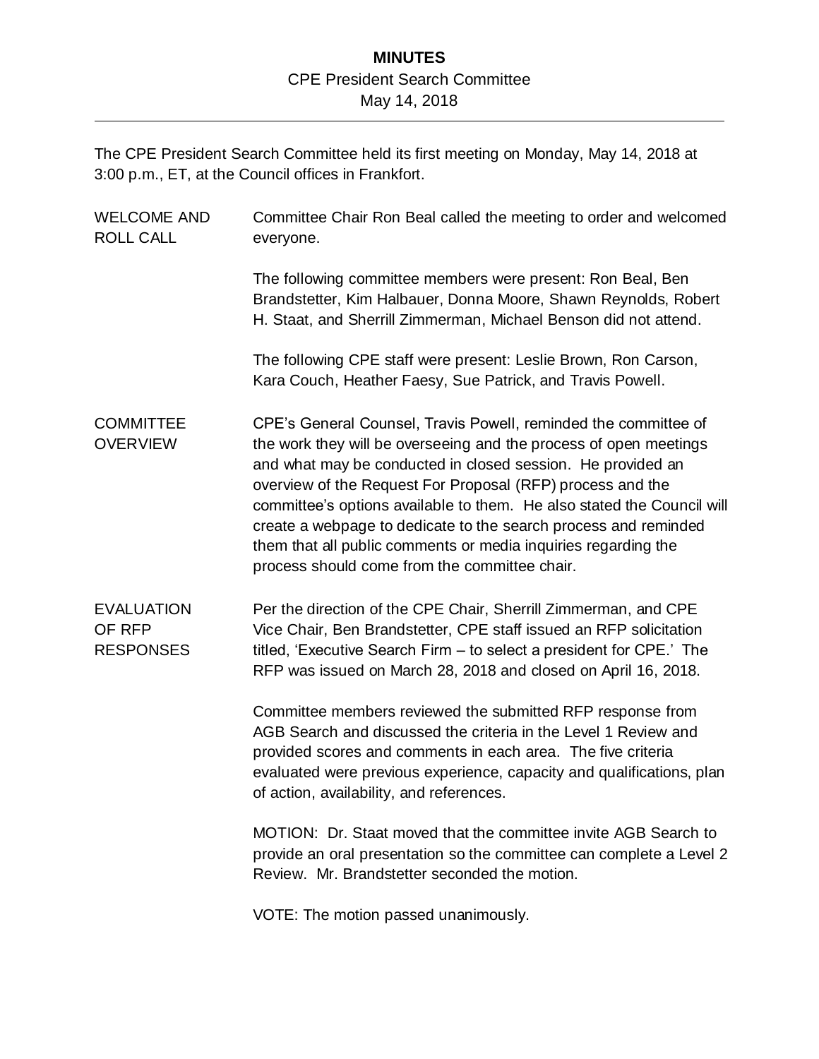# MINUTES

CPE President Search Committee

May 14, 2018

---

The CPE President Search Committee held its first meeting on Monday, May 14, 2018 at 3:00 p.m., ET, at the Council offices in Frankfort.

**WELCOME AND ROLL CALL**

Committee Chair Ron Beal called the meeting to order and welcomed everyone.

The following committee members were present: Ron Beal, Ben Brandstetter, Kim Halbauer, Donna Moore, Shawn Reynolds, Robert H. Staat, and Sherrill Zimmerman, Michael Benson did not attend.

The following CPE staff were present: Leslie Brown, Ron Carson, Kara Couch, Heather Faesy, Sue Patrick, and Travis Powell.

**COMMITTEE OVERVIEW**

CPE's General Counsel, Travis Powell, reminded the committee of the work they will be overseeing and the process of open meetings and what may be conducted in closed session. He provided an overview of the Request For Proposal (RFP) process and the committee's options available to them. He also stated the Council will create a webpage to dedicate to the search process and reminded them that all public comments or media inquiries regarding the process should come from the committee chair.

**EVALUATION OF RFP RESPONSES**

Per the direction of the CPE Chair, Sherrill Zimmerman, and CPE Vice Chair, Ben Brandstetter, CPE staff issued an RFP solicitation titled, 'Executive Search Firm – to select a president for CPE.' The RFP was issued on March 28, 2018 and closed on April 16, 2018.

Committee members reviewed the submitted RFP response from AGB Search and discussed the criteria in the Level 1 Review and provided scores and comments in each area. The five criteria evaluated were previous experience, capacity and qualifications, plan of action, availability, and references.

MOTION: Dr. Staat moved that the committee invite AGB Search to provide an oral presentation so the committee can complete a Level 2 Review. Mr. Brandstetter seconded the motion.

VOTE: The motion passed unanimously.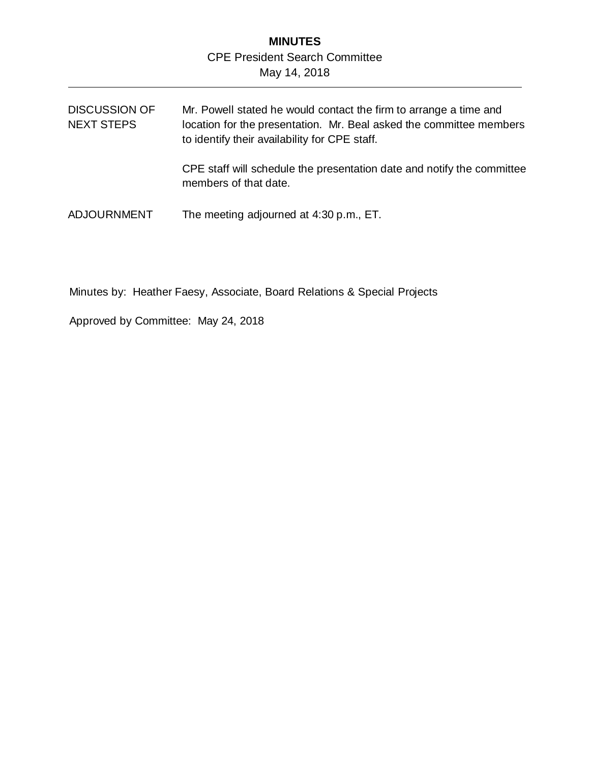DISCUSSION OF NEXT STEPS

Mr. Powell stated he would contact the firm to arrange a time and location for the presentation. Mr. Beal asked the committee members to identify their availability for CPE staff.

CPE staff will schedule the presentation date and notify the committee members of that date.

ADJOURNMENT

The meeting adjourned at 4:30 p.m., ET.

Minutes by: Heather Faesy, Associate, Board Relations & Special Projects

Approved by Committee: May 24, 2018